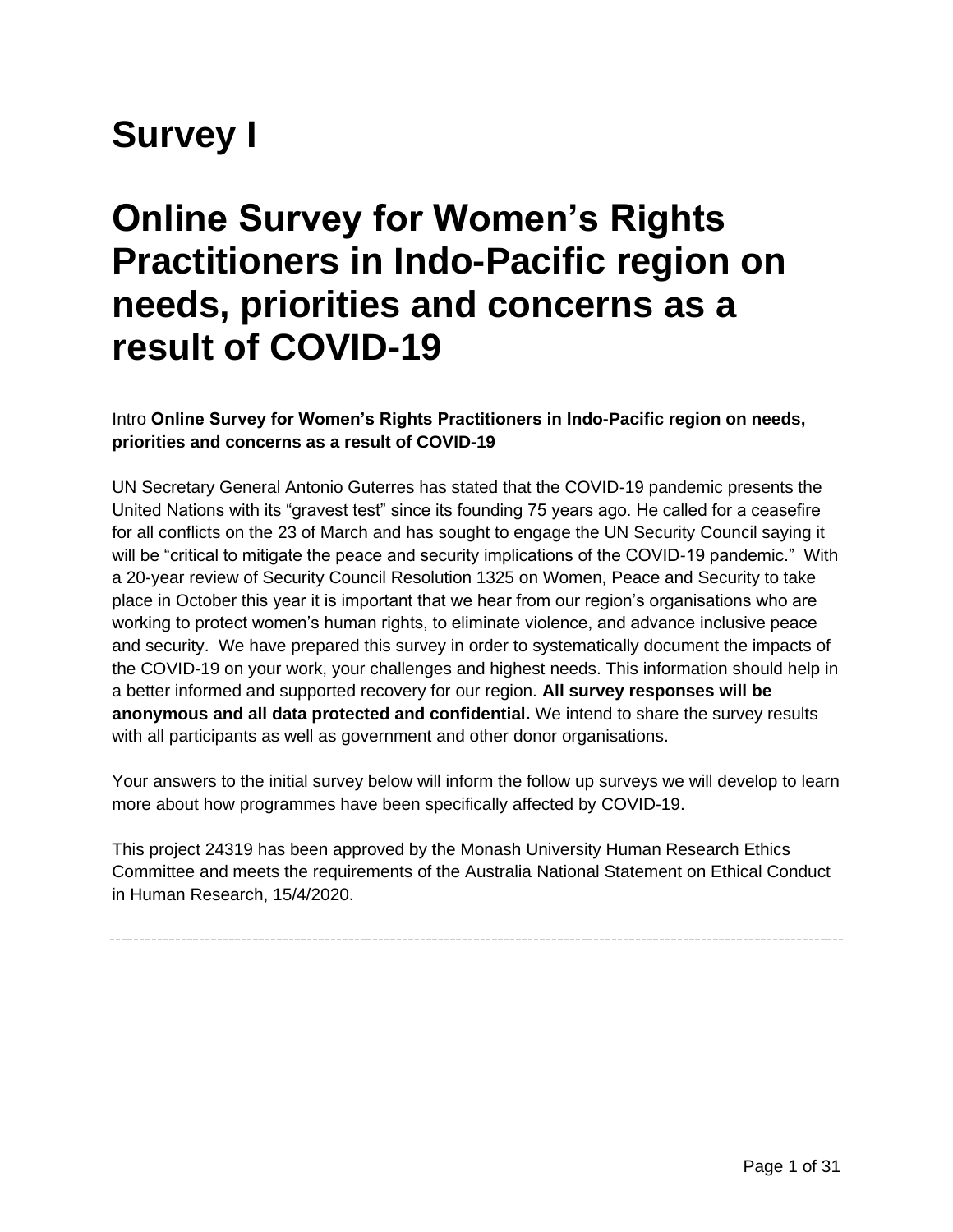# Survey I

# Online Survey for Women's Rights Practitioners in Indo-Pacific region on needs, priorities and concerns as a result of COVID-19

Intro **Online Survey for Women's Rights Practitioners in Indo-Pacific region on needs, priorities and concerns as a result of COVID-19**

UN Secretary General Antonio Guterres has stated that the COVID-19 pandemic presents the United Nations with its "gravest test" since its founding 75 years ago. He called for a ceasefire for all conflicts on the 23 of March and has sought to engage the UN Security Council saying it will be "critical to mitigate the peace and security implications of the COVID-19 pandemic." With a 20-year review of Security Council Resolution 1325 on Women, Peace and Security to take place in October this year it is important that we hear from our region's organisations who are working to protect women's human rights, to eliminate violence, and advance inclusive peace and security. We have prepared this survey in order to systematically document the impacts of the COVID-19 on your work, your challenges and highest needs. This information should help in a better informed and supported recovery for our region. **All survey responses will be anonymous and all data protected and confidential.** We intend to share the survey results with all participants as well as government and other donor organisations.

Your answers to the initial survey below will inform the follow up surveys we will develop to learn more about how programmes have been specifically affected by COVID-19.

This project 24319 has been approved by the Monash University Human Research Ethics Committee and meets the requirements of the Australia National Statement on Ethical Conduct in Human Research, 15/4/2020.

---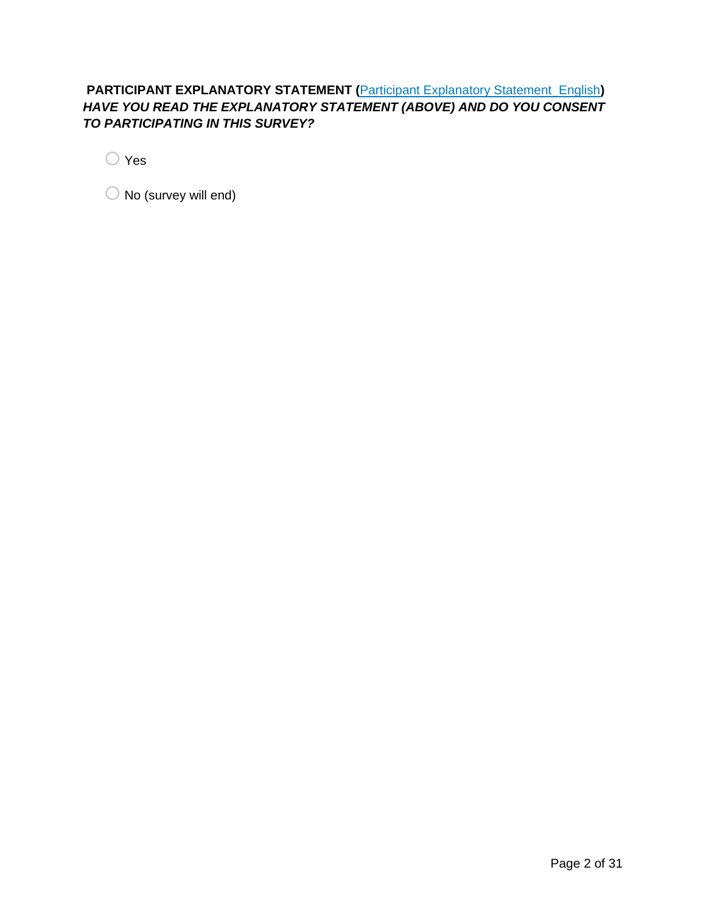**PARTICIPANT EXPLANATORY STATEMENT (**[Participant Explanatory Statement English]**)**
***HAVE YOU READ THE EXPLANATORY STATEMENT (ABOVE) AND DO YOU CONSENT TO PARTICIPATING IN THIS SURVEY?***

○ Yes

○ No (survey will end)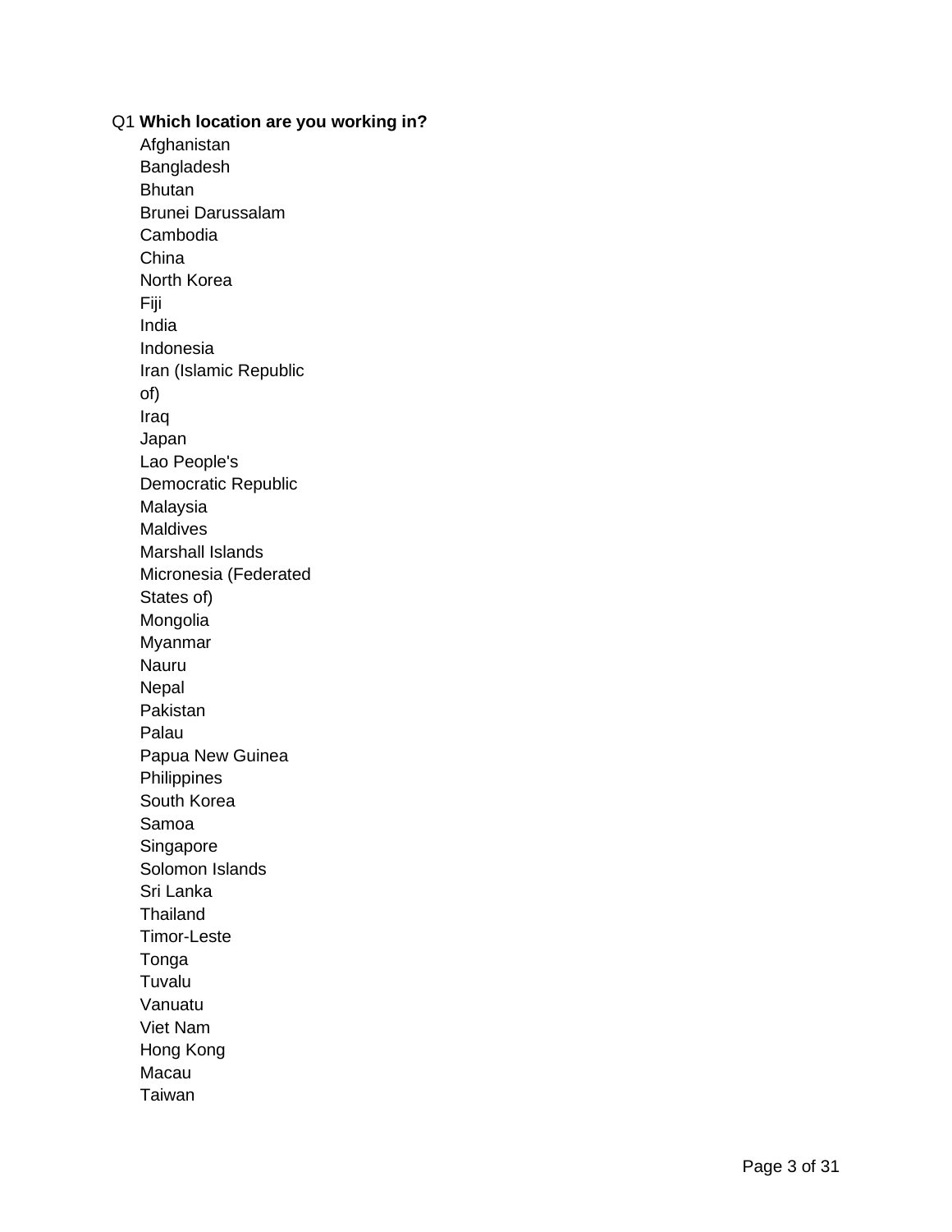Q1 **Which location are you working in?**

- Afghanistan
- Bangladesh
- Bhutan
- Brunei Darussalam
- Cambodia
- China
- North Korea
- Fiji
- India
- Indonesia
- Iran (Islamic Republic of)
- Iraq
- Japan
- Lao People's Democratic Republic
- Malaysia
- Maldives
- Marshall Islands
- Micronesia (Federated States of)
- Mongolia
- Myanmar
- Nauru
- Nepal
- Pakistan
- Palau
- Papua New Guinea
- Philippines
- South Korea
- Samoa
- Singapore
- Solomon Islands
- Sri Lanka
- Thailand
- Timor-Leste
- Tonga
- Tuvalu
- Vanuatu
- Viet Nam
- Hong Kong
- Macau
- Taiwan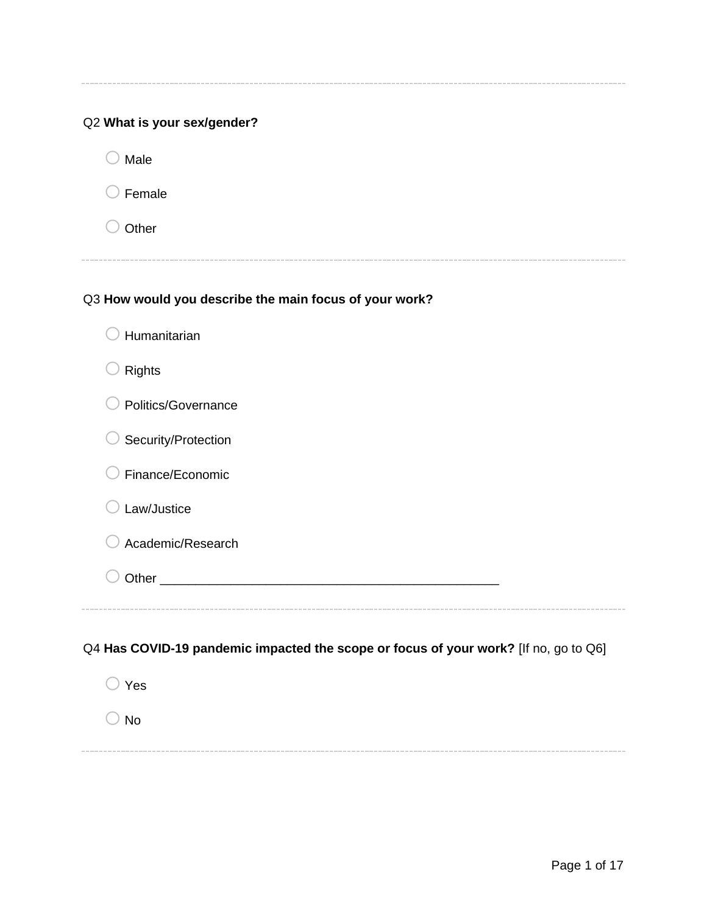---

Q2 **What is your sex/gender?**

○ Male

○ Female

○ Other

---

Q3 **How would you describe the main focus of your work?**

○ Humanitarian

○ Rights

○ Politics/Governance

○ Security/Protection

○ Finance/Economic

○ Law/Justice

○ Academic/Research

○ Other ________________________________________________

---

Q4 **Has COVID-19 pandemic impacted the scope or focus of your work?** [If no, go to Q6]

○ Yes

○ No

---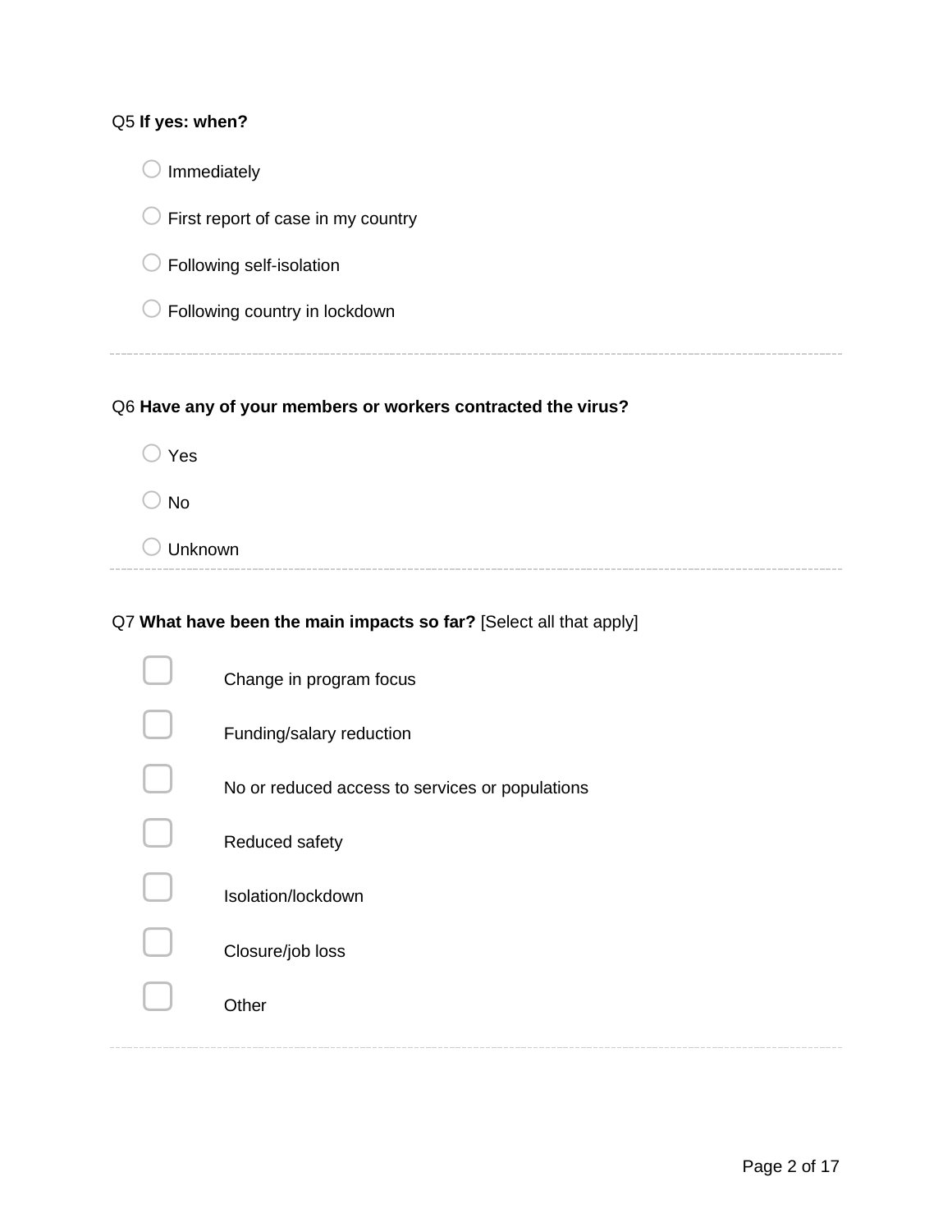Q5 **If yes: when?**

- ○ Immediately
- ○ First report of case in my country
- ○ Following self-isolation
- ○ Following country in lockdown

---

Q6 **Have any of your members or workers contracted the virus?**

- ○ Yes
- ○ No
- ○ Unknown

---

Q7 **What have been the main impacts so far?** [Select all that apply]

- ☐ Change in program focus
- ☐ Funding/salary reduction
- ☐ No or reduced access to services or populations
- ☐ Reduced safety
- ☐ Isolation/lockdown
- ☐ Closure/job loss
- ☐ Other

---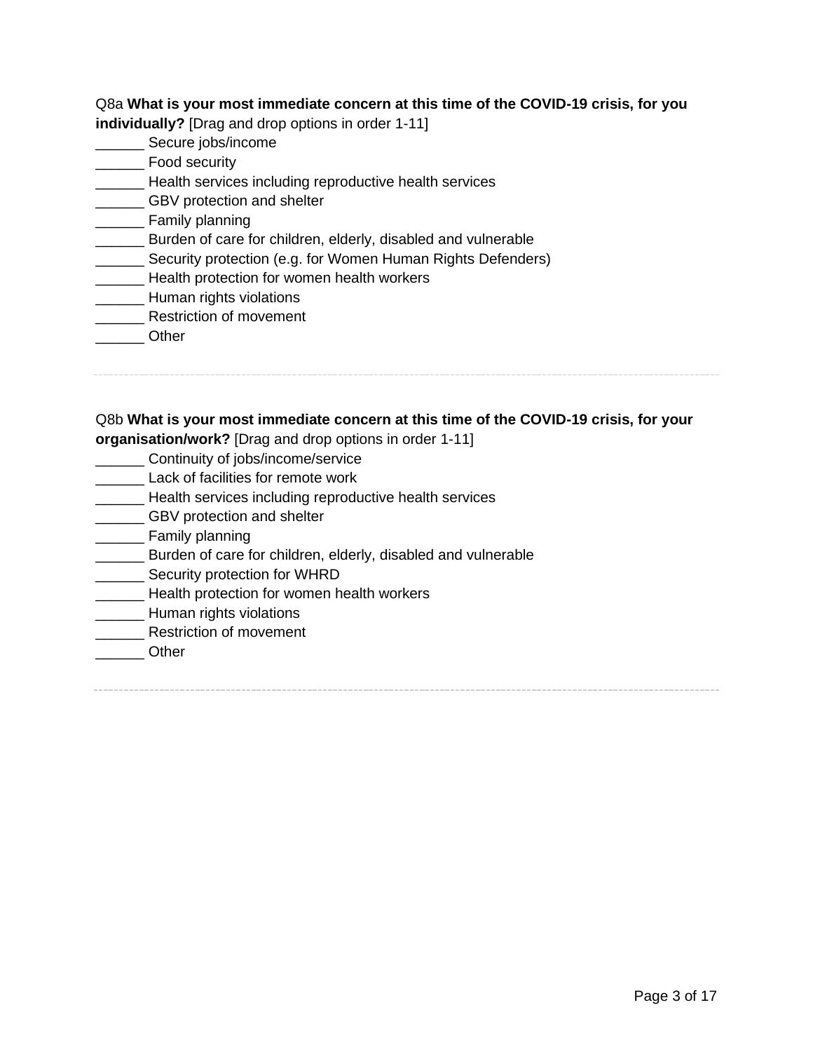Q8a **What is your most immediate concern at this time of the COVID-19 crisis, for you individually?** [Drag and drop options in order 1-11]

______ Secure jobs/income
______ Food security
______ Health services including reproductive health services
______ GBV protection and shelter
______ Family planning
______ Burden of care for children, elderly, disabled and vulnerable
______ Security protection (e.g. for Women Human Rights Defenders)
______ Health protection for women health workers
______ Human rights violations
______ Restriction of movement
______ Other

---

Q8b **What is your most immediate concern at this time of the COVID-19 crisis, for your organisation/work?** [Drag and drop options in order 1-11]

______ Continuity of jobs/income/service
______ Lack of facilities for remote work
______ Health services including reproductive health services
______ GBV protection and shelter
______ Family planning
______ Burden of care for children, elderly, disabled and vulnerable
______ Security protection for WHRD
______ Health protection for women health workers
______ Human rights violations
______ Restriction of movement
______ Other

---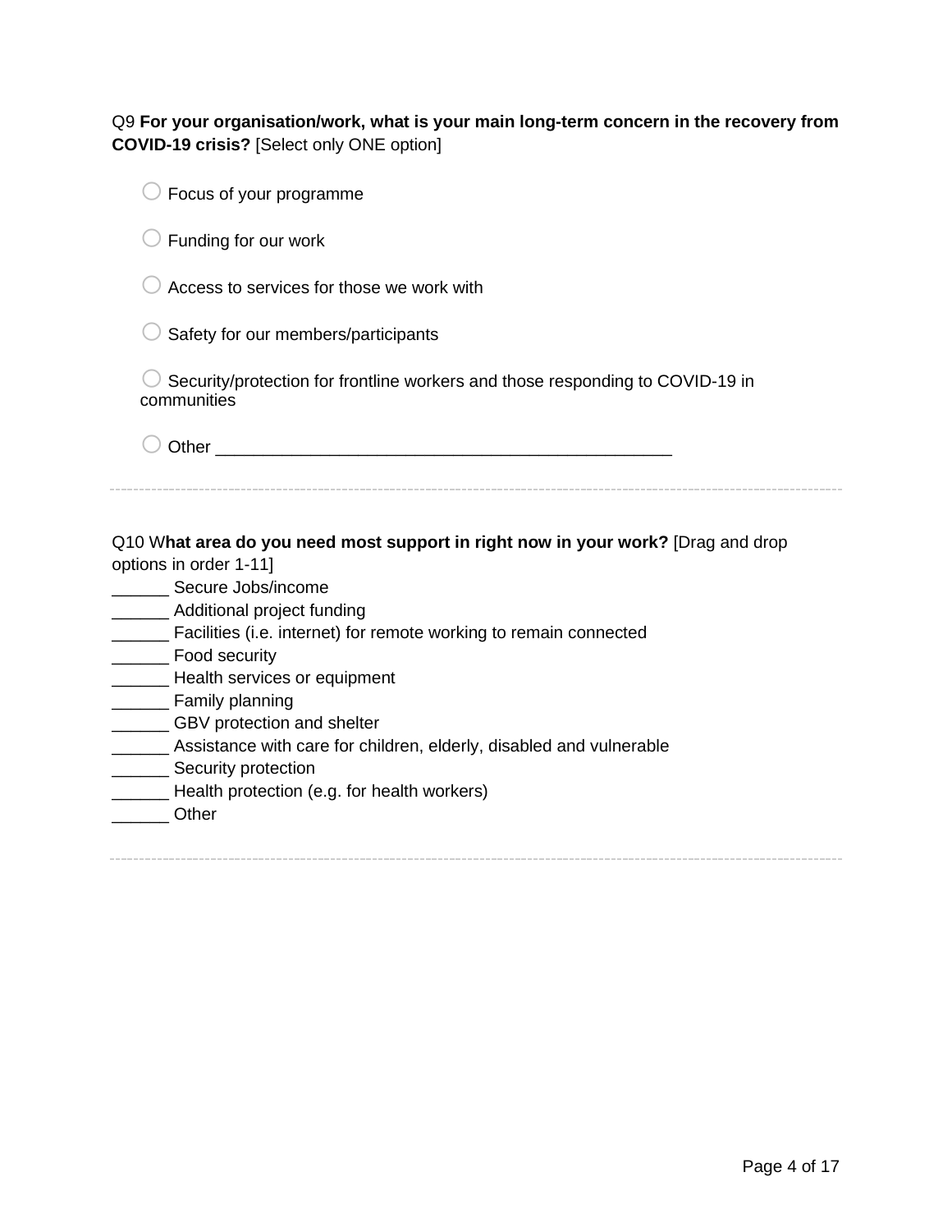Q9 **For your organisation/work, what is your main long-term concern in the recovery from COVID-19 crisis?** [Select only ONE option]

○ Focus of your programme

○ Funding for our work

○ Access to services for those we work with

○ Safety for our members/participants

○ Security/protection for frontline workers and those responding to COVID-19 in communities

○ Other ________________________________________________

---

Q10 W**hat area do you need most support in right now in your work?** [Drag and drop options in order 1-11]

______ Secure Jobs/income
______ Additional project funding
______ Facilities (i.e. internet) for remote working to remain connected
______ Food security
______ Health services or equipment
______ Family planning
______ GBV protection and shelter
______ Assistance with care for children, elderly, disabled and vulnerable
______ Security protection
______ Health protection (e.g. for health workers)
______ Other

---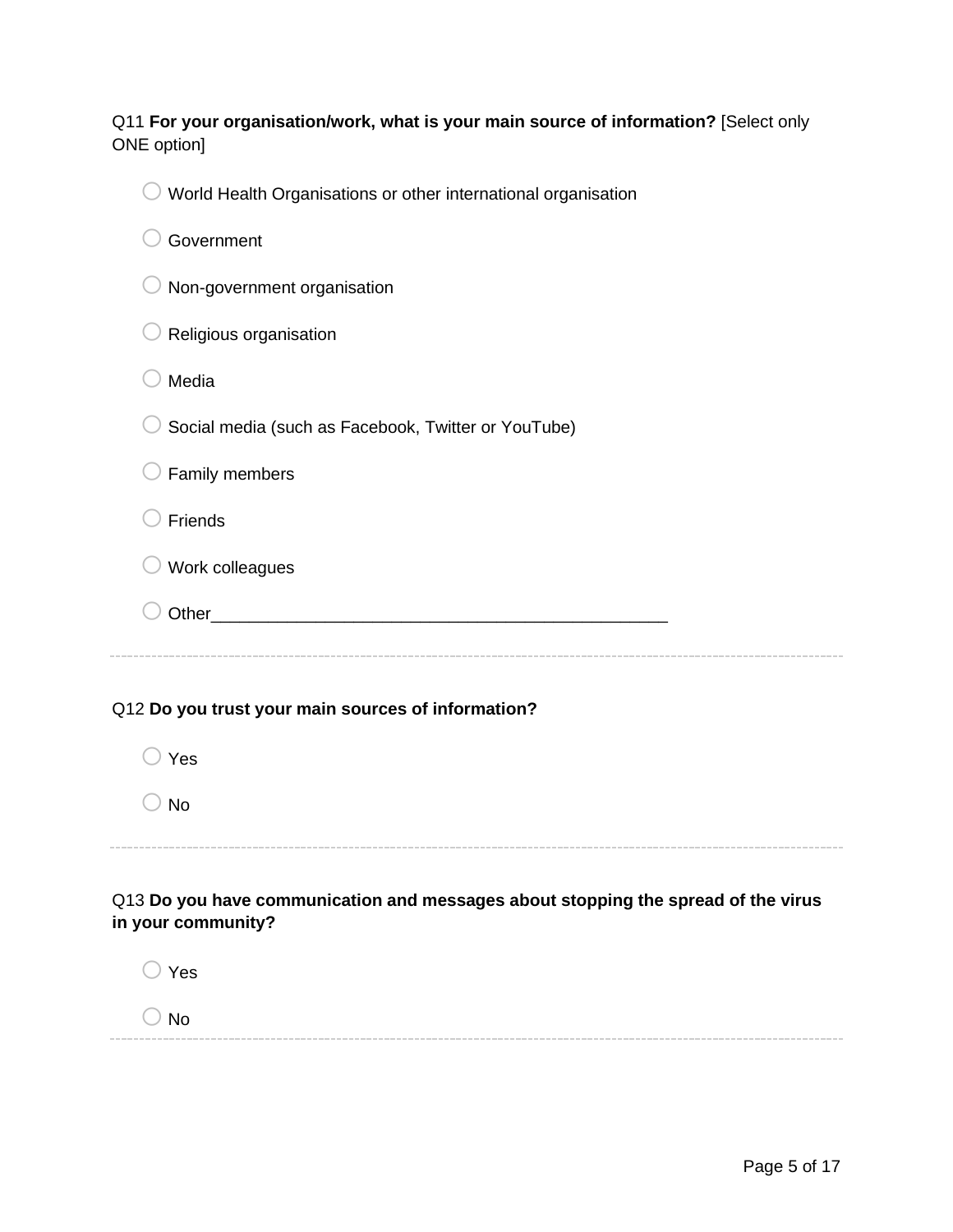Q11 **For your organisation/work, what is your main source of information?** [Select only ONE option]

- ○ World Health Organisations or other international organisation
- ○ Government
- ○ Non-government organisation
- ○ Religious organisation
- ○ Media
- ○ Social media (such as Facebook, Twitter or YouTube)
- ○ Family members
- ○ Friends
- ○ Work colleagues
- ○ Other________________________________________________

---

Q12 **Do you trust your main sources of information?**

- ○ Yes
- ○ No

---

Q13 **Do you have communication and messages about stopping the spread of the virus in your community?**

- ○ Yes
- ○ No

---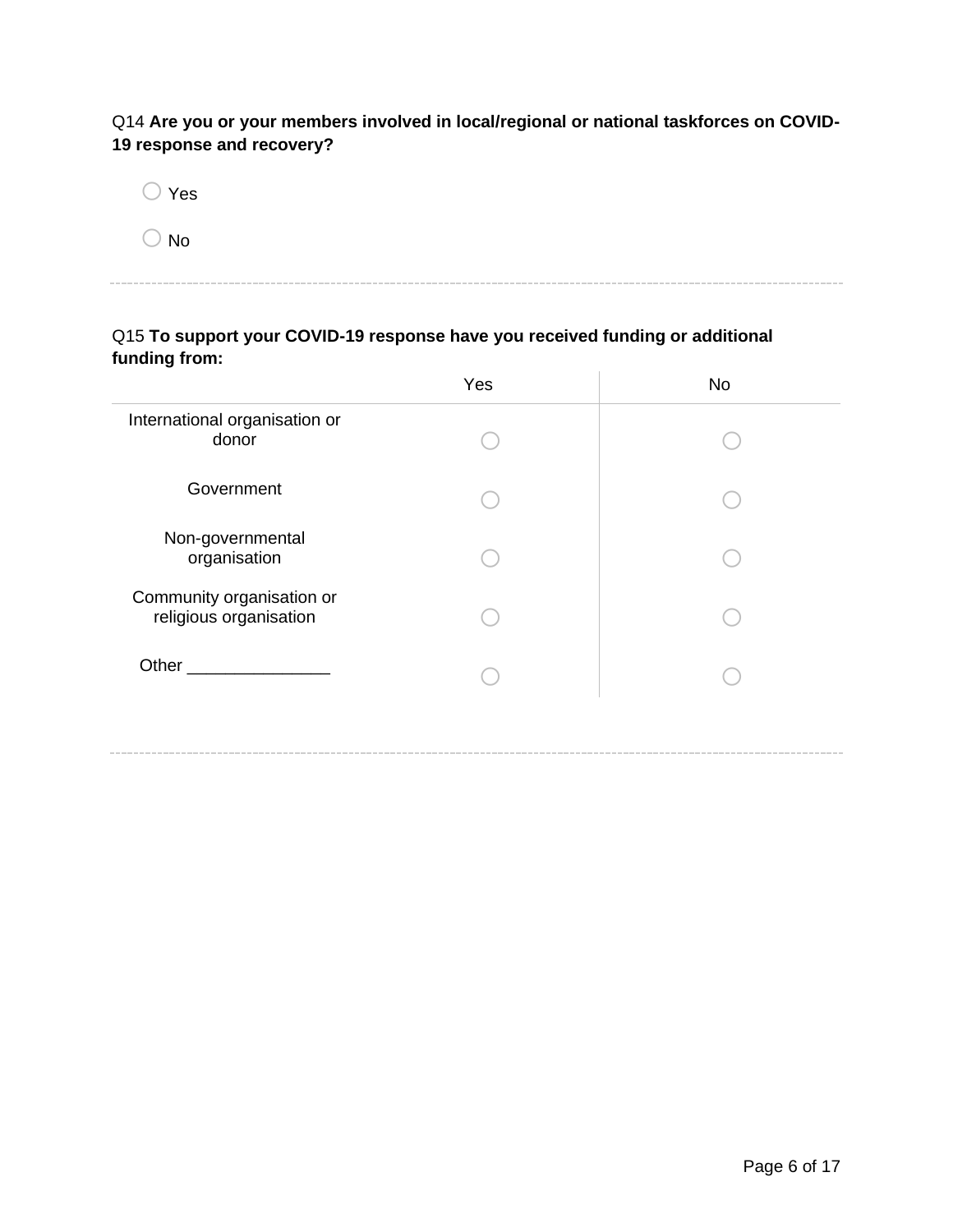Q14 **Are you or your members involved in local/regional or national taskforces on COVID-19 response and recovery?**

- ○ Yes
- ○ No

---

Q15 **To support your COVID-19 response have you received funding or additional funding from:**

| | Yes | No |
|---|---|---|
| International organisation or donor | ○ | ○ |
| Government | ○ | ○ |
| Non-governmental organisation | ○ | ○ |
| Community organisation or religious organisation | ○ | ○ |
| Other _______________ | ○ | ○ |

---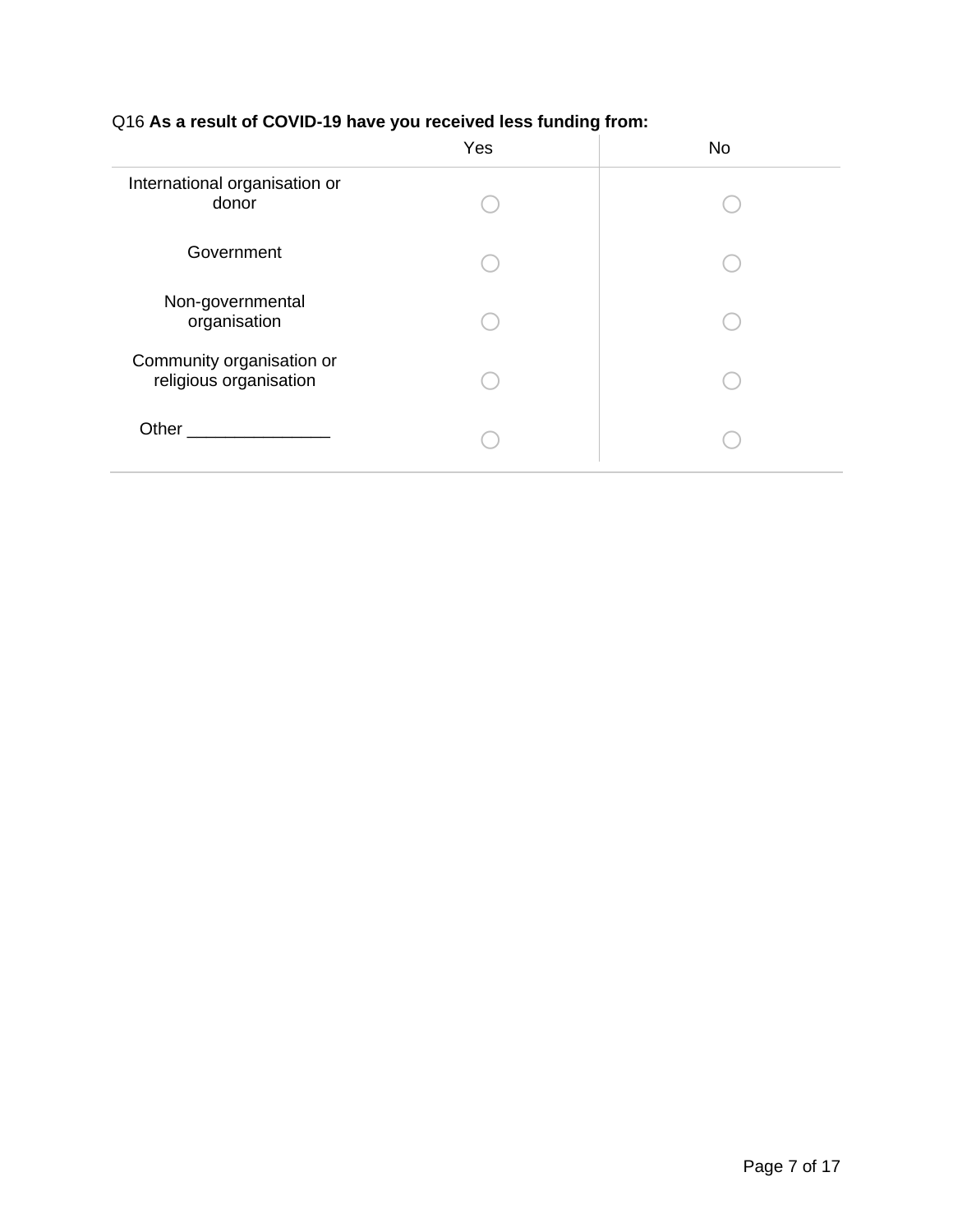Q16 **As a result of COVID-19 have you received less funding from:**

| | Yes | No |
|---|---|---|
| International organisation or donor | ○ | ○ |
| Government | ○ | ○ |
| Non-governmental organisation | ○ | ○ |
| Community organisation or religious organisation | ○ | ○ |
| Other _______________ | ○ | ○ |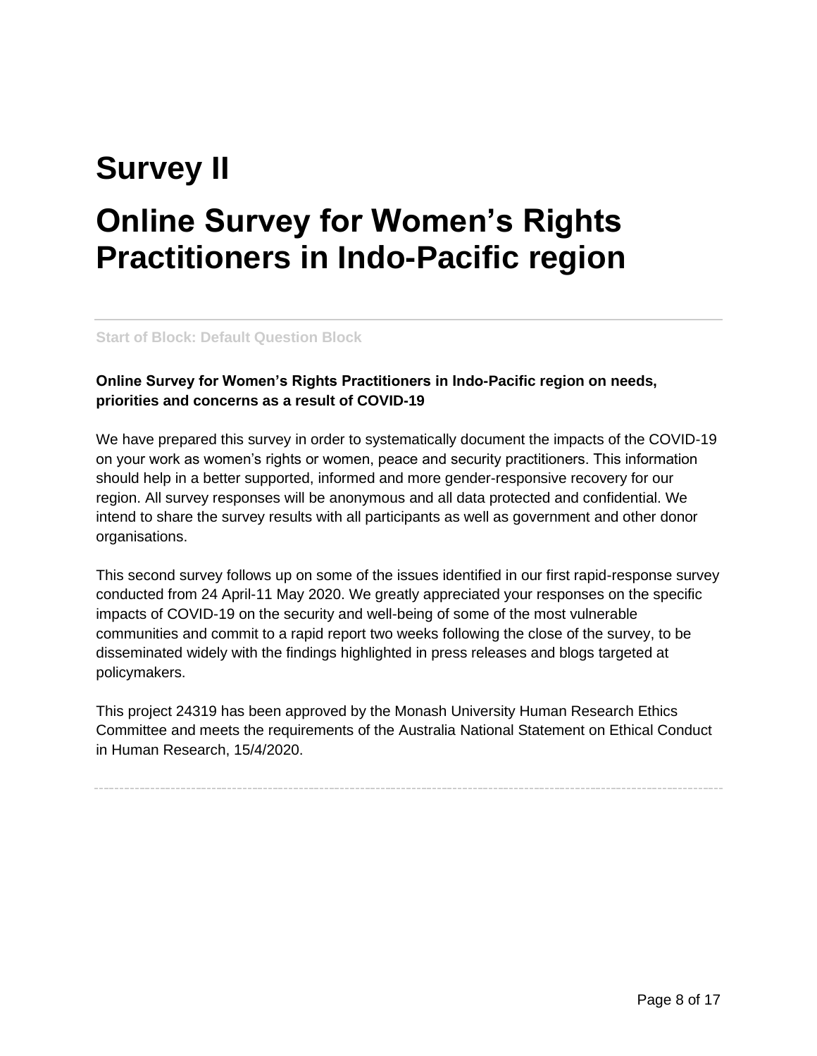# Survey II

# Online Survey for Women's Rights Practitioners in Indo-Pacific region

Start of Block: Default Question Block

**Online Survey for Women's Rights Practitioners in Indo-Pacific region on needs, priorities and concerns as a result of COVID-19**

We have prepared this survey in order to systematically document the impacts of the COVID-19 on your work as women's rights or women, peace and security practitioners. This information should help in a better supported, informed and more gender-responsive recovery for our region. All survey responses will be anonymous and all data protected and confidential. We intend to share the survey results with all participants as well as government and other donor organisations.

This second survey follows up on some of the issues identified in our first rapid-response survey conducted from 24 April-11 May 2020. We greatly appreciated your responses on the specific impacts of COVID-19 on the security and well-being of some of the most vulnerable communities and commit to a rapid report two weeks following the close of the survey, to be disseminated widely with the findings highlighted in press releases and blogs targeted at policymakers.

This project 24319 has been approved by the Monash University Human Research Ethics Committee and meets the requirements of the Australia National Statement on Ethical Conduct in Human Research, 15/4/2020.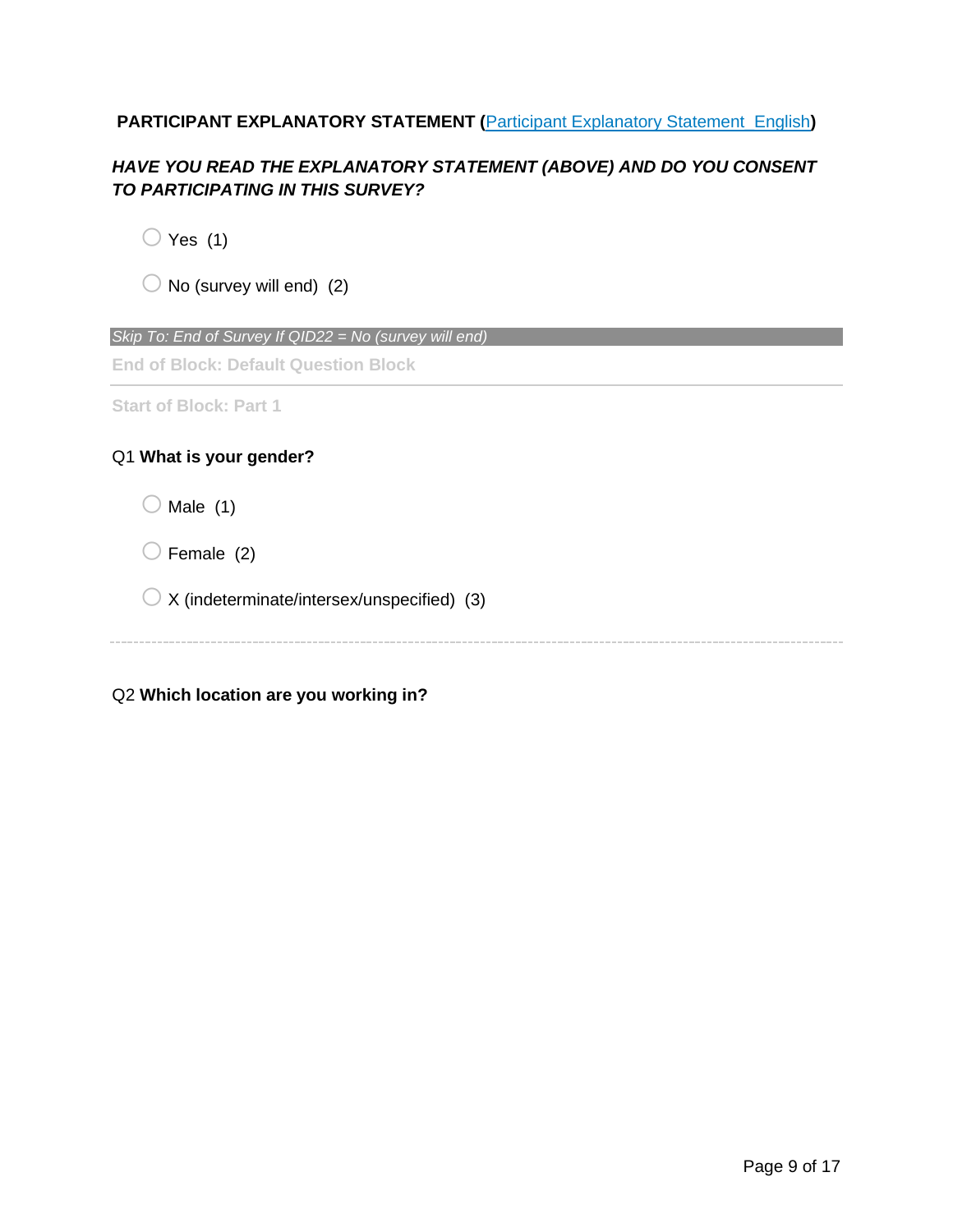**PARTICIPANT EXPLANATORY STATEMENT ([Participant Explanatory Statement English]())**

***HAVE YOU READ THE EXPLANATORY STATEMENT (ABOVE) AND DO YOU CONSENT TO PARTICIPATING IN THIS SURVEY?***

- ○ Yes (1)
- ○ No (survey will end) (2)

*Skip To: End of Survey If QID22 = No (survey will end)*

**End of Block: Default Question Block**

---

**Start of Block: Part 1**

Q1 **What is your gender?**

- ○ Male (1)
- ○ Female (2)
- ○ X (indeterminate/intersex/unspecified) (3)

---

Q2 **Which location are you working in?**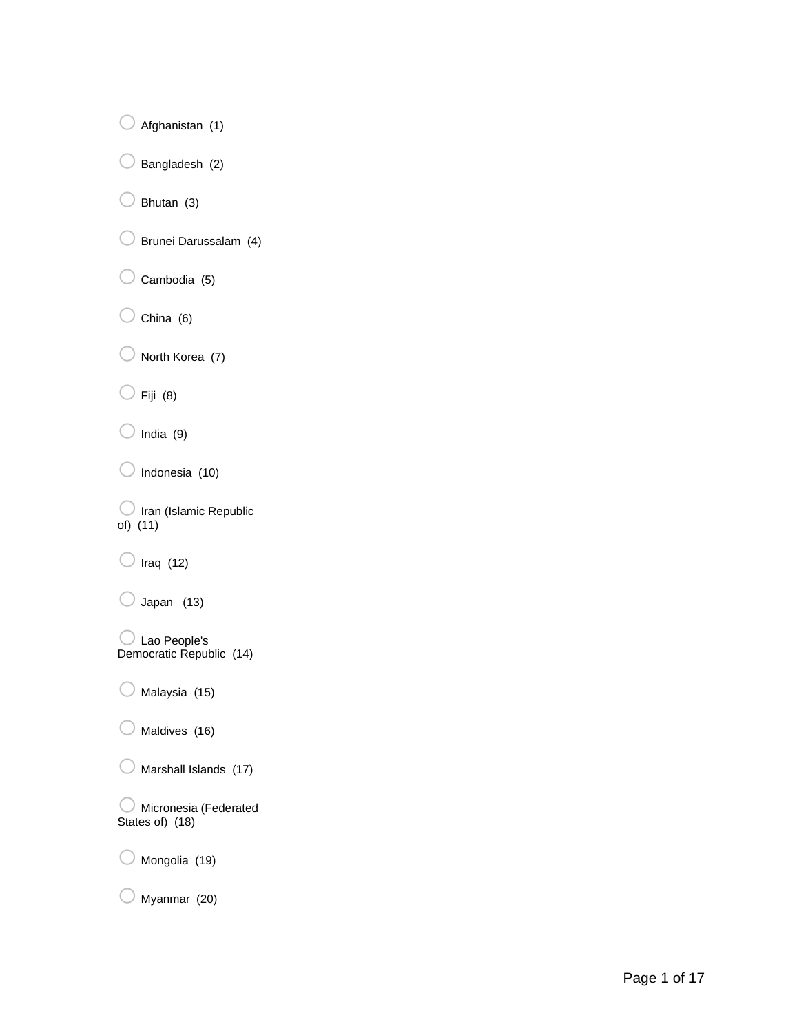- ○ Afghanistan (1)
- ○ Bangladesh (2)
- ○ Bhutan (3)
- ○ Brunei Darussalam (4)
- ○ Cambodia (5)
- ○ China (6)
- ○ North Korea (7)
- ○ Fiji (8)
- ○ India (9)
- ○ Indonesia (10)
- ○ Iran (Islamic Republic of) (11)
- ○ Iraq (12)
- ○ Japan (13)
- ○ Lao People's Democratic Republic (14)
- ○ Malaysia (15)
- ○ Maldives (16)
- ○ Marshall Islands (17)
- ○ Micronesia (Federated States of) (18)
- ○ Mongolia (19)
- ○ Myanmar (20)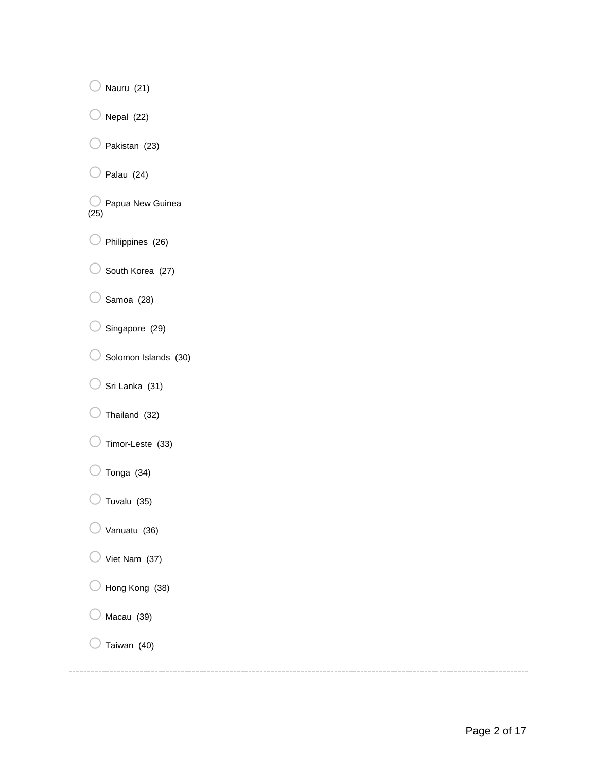- ○ Nauru (21)
- ○ Nepal (22)
- ○ Pakistan (23)
- ○ Palau (24)
- ○ Papua New Guinea (25)
- ○ Philippines (26)
- ○ South Korea (27)
- ○ Samoa (28)
- ○ Singapore (29)
- ○ Solomon Islands (30)
- ○ Sri Lanka (31)
- ○ Thailand (32)
- ○ Timor-Leste (33)
- ○ Tonga (34)
- ○ Tuvalu (35)
- ○ Vanuatu (36)
- ○ Viet Nam (37)
- ○ Hong Kong (38)
- ○ Macau (39)
- ○ Taiwan (40)

---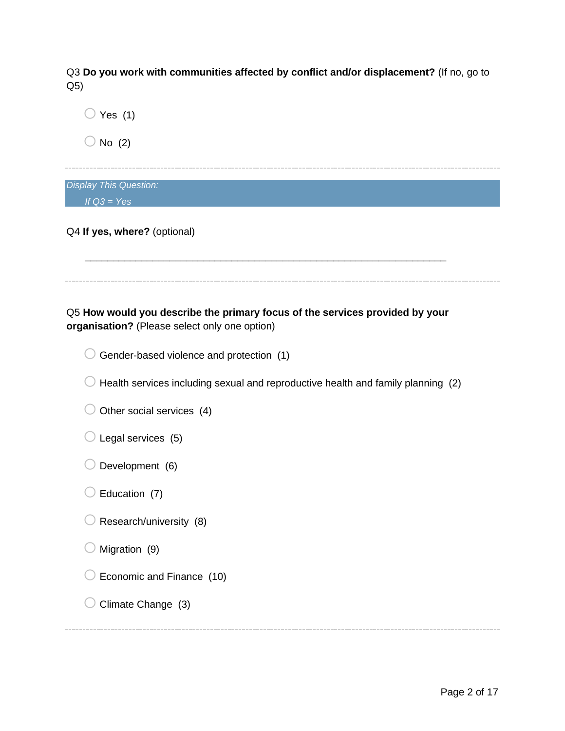Q3 **Do you work with communities affected by conflict and/or displacement?** (If no, go to Q5)

- Yes (1)
- No (2)

---

*Display This Question:*

*If Q3 = Yes*

Q4 **If yes, where?** (optional)

________________________________________________________________

---

Q5 **How would you describe the primary focus of the services provided by your organisation?** (Please select only one option)

- Gender-based violence and protection (1)
- Health services including sexual and reproductive health and family planning (2)
- Other social services (4)
- Legal services (5)
- Development (6)
- Education (7)
- Research/university (8)
- Migration (9)
- Economic and Finance (10)
- Climate Change (3)

---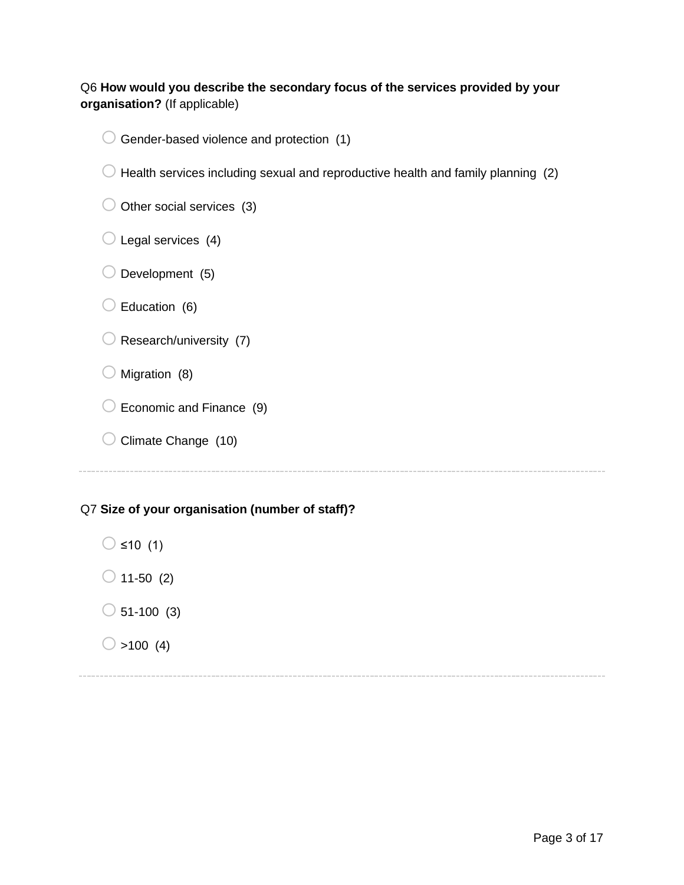Q6 **How would you describe the secondary focus of the services provided by your organisation?** (If applicable)

- ○ Gender-based violence and protection (1)
- ○ Health services including sexual and reproductive health and family planning (2)
- ○ Other social services (3)
- ○ Legal services (4)
- ○ Development (5)
- ○ Education (6)
- ○ Research/university (7)
- ○ Migration (8)
- ○ Economic and Finance (9)
- ○ Climate Change (10)

---

Q7 **Size of your organisation (number of staff)?**

- ○ ≤10 (1)
- ○ 11-50 (2)
- ○ 51-100 (3)
- ○ >100 (4)

---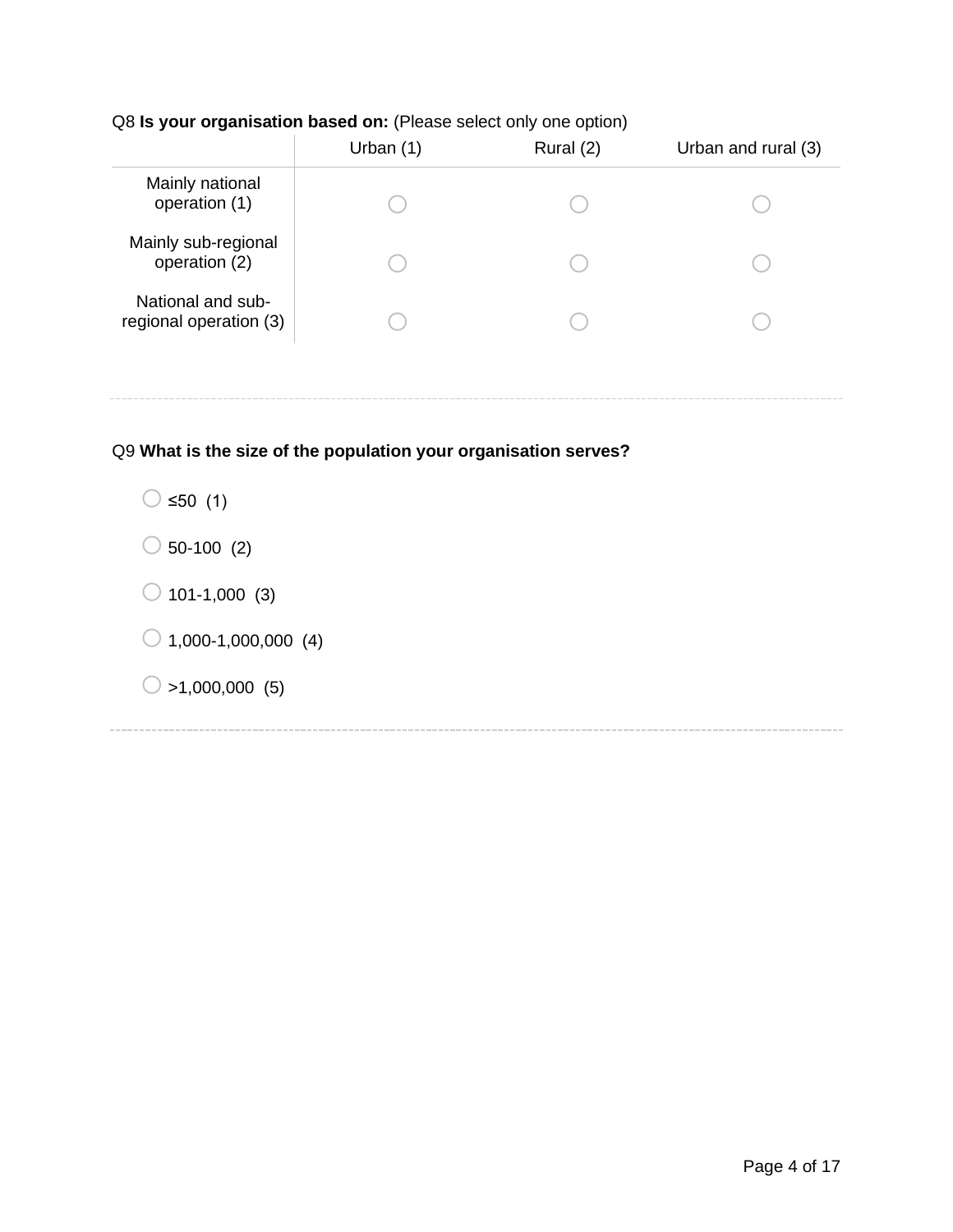Q8 **Is your organisation based on:** (Please select only one option)

| | Urban (1) | Rural (2) | Urban and rural (3) |
|---|---|---|---|
| Mainly national operation (1) | ○ | ○ | ○ |
| Mainly sub-regional operation (2) | ○ | ○ | ○ |
| National and sub-regional operation (3) | ○ | ○ | ○ |

---

Q9 **What is the size of the population your organisation serves?**

- ○ ≤50 (1)
- ○ 50-100 (2)
- ○ 101-1,000 (3)
- ○ 1,000-1,000,000 (4)
- ○ >1,000,000 (5)

---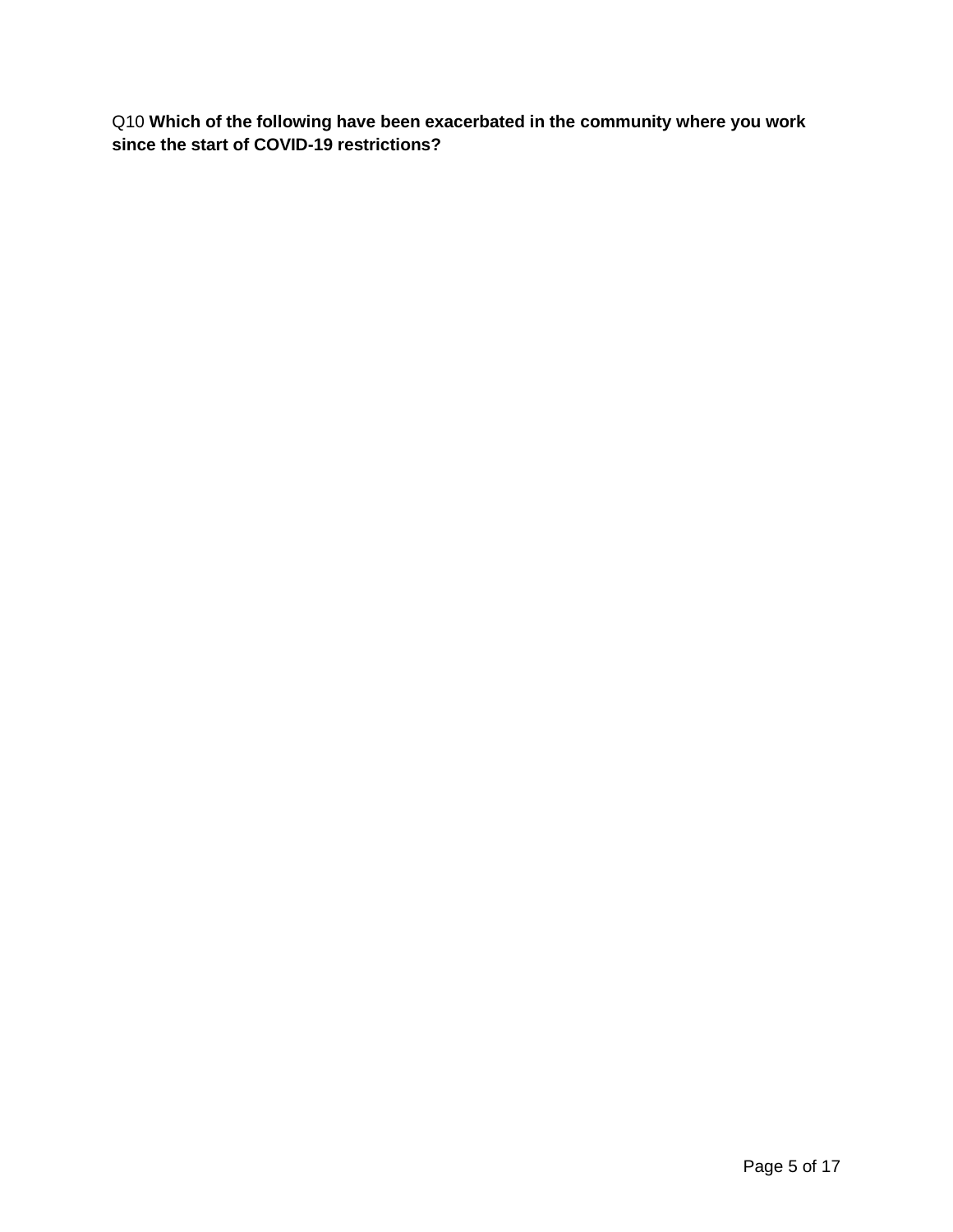Q10 **Which of the following have been exacerbated in the community where you work since the start of COVID-19 restrictions?**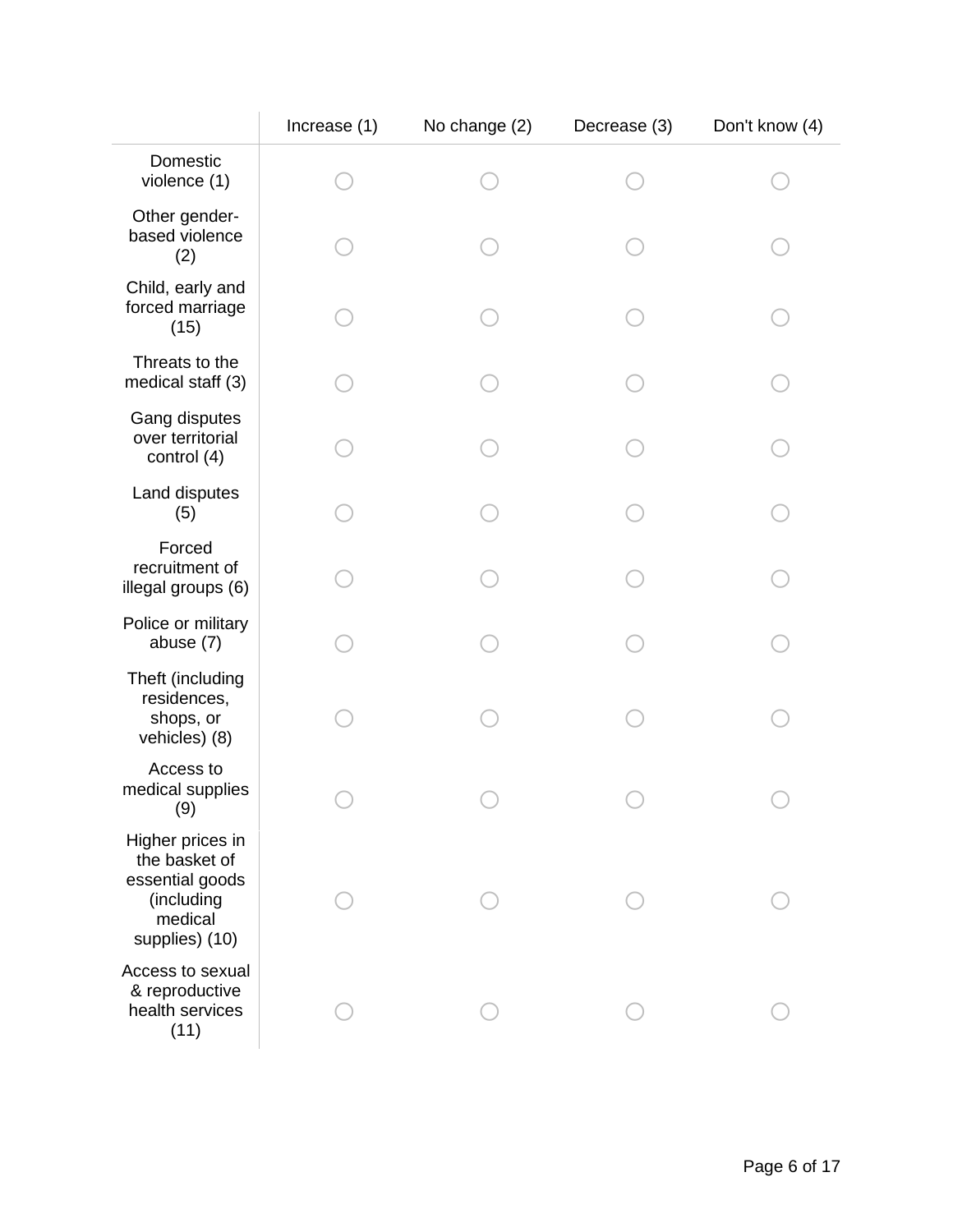| | Increase (1) | No change (2) | Decrease (3) | Don't know (4) |
|---|---|---|---|---|
| Domestic violence (1) | ◯ | ◯ | ◯ | ◯ |
| Other gender-based violence (2) | ◯ | ◯ | ◯ | ◯ |
| Child, early and forced marriage (15) | ◯ | ◯ | ◯ | ◯ |
| Threats to the medical staff (3) | ◯ | ◯ | ◯ | ◯ |
| Gang disputes over territorial control (4) | ◯ | ◯ | ◯ | ◯ |
| Land disputes (5) | ◯ | ◯ | ◯ | ◯ |
| Forced recruitment of illegal groups (6) | ◯ | ◯ | ◯ | ◯ |
| Police or military abuse (7) | ◯ | ◯ | ◯ | ◯ |
| Theft (including residences, shops, or vehicles) (8) | ◯ | ◯ | ◯ | ◯ |
| Access to medical supplies (9) | ◯ | ◯ | ◯ | ◯ |
| Higher prices in the basket of essential goods (including medical supplies) (10) | ◯ | ◯ | ◯ | ◯ |
| Access to sexual & reproductive health services (11) | ◯ | ◯ | ◯ | ◯ |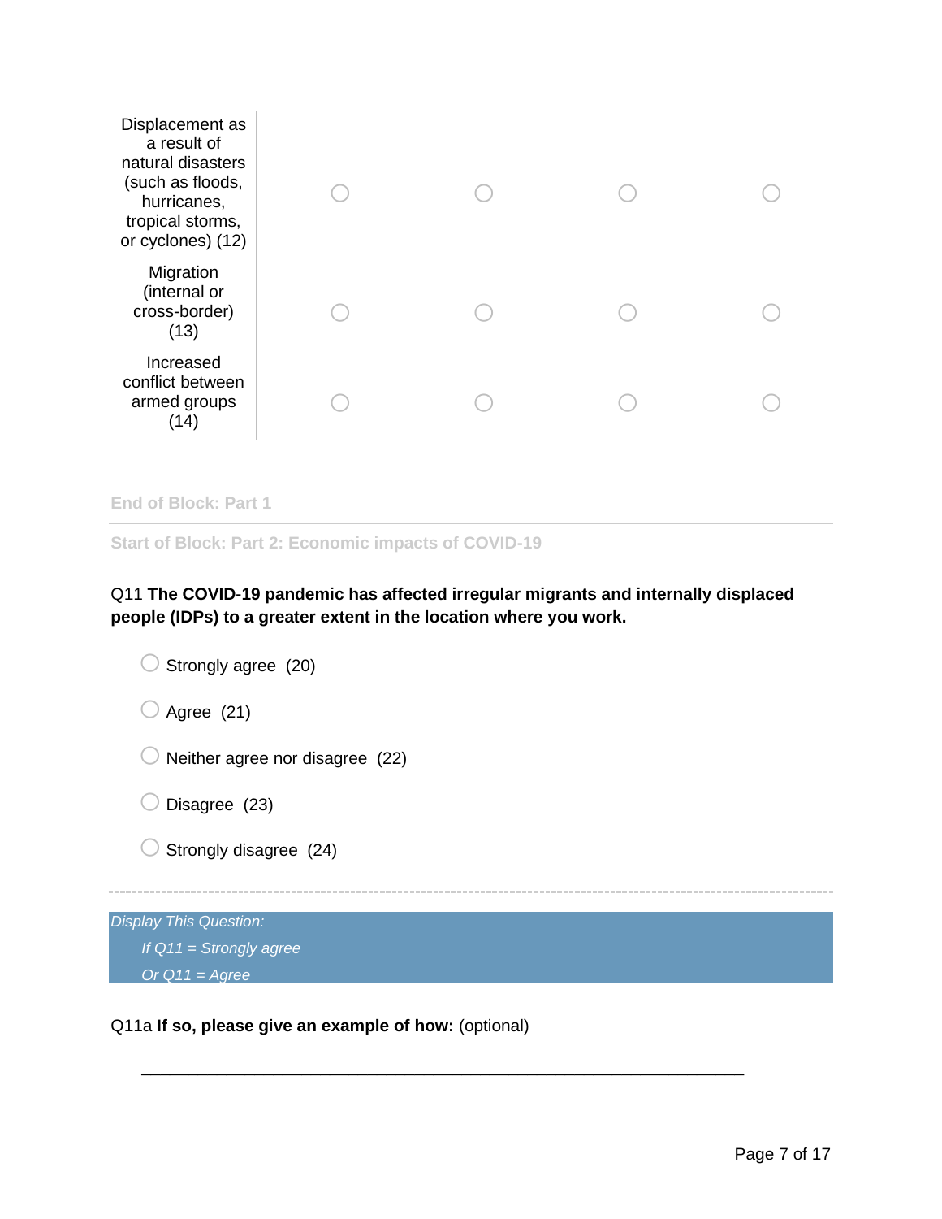| | | | | |
|---|---|---|---|---|
| Displacement as a result of natural disasters (such as floods, hurricanes, tropical storms, or cyclones) (12) | ○ | ○ | ○ | ○ |
| Migration (internal or cross-border) (13) | ○ | ○ | ○ | ○ |
| Increased conflict between armed groups (14) | ○ | ○ | ○ | ○ |

End of Block: Part 1

Start of Block: Part 2: Economic impacts of COVID-19

Q11 **The COVID-19 pandemic has affected irregular migrants and internally displaced people (IDPs) to a greater extent in the location where you work.**

○ Strongly agree (20)

○ Agree (21)

○ Neither agree nor disagree (22)

○ Disagree (23)

○ Strongly disagree (24)

---

*Display This Question:*

*If Q11 = Strongly agree*

*Or Q11 = Agree*

Q11a **If so, please give an example of how:** (optional)

________________________________________________________________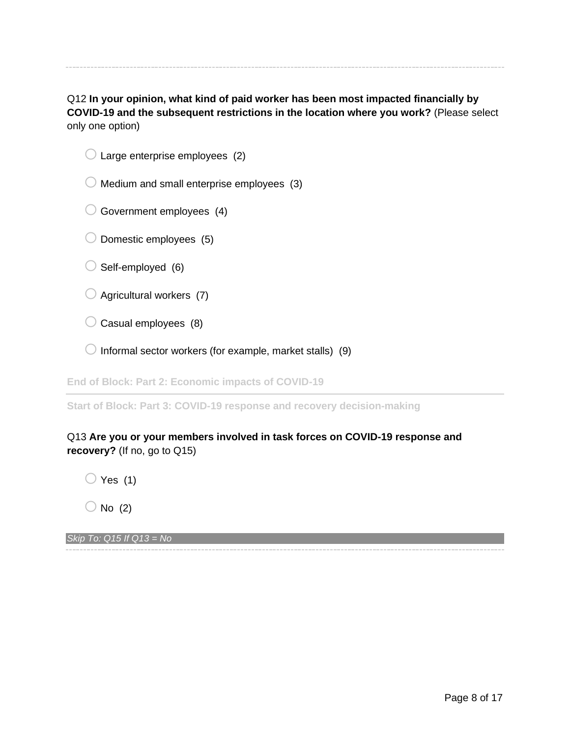---

Q12 **In your opinion, what kind of paid worker has been most impacted financially by COVID-19 and the subsequent restrictions in the location where you work?** (Please select only one option)

- ○ Large enterprise employees (2)
- ○ Medium and small enterprise employees (3)
- ○ Government employees (4)
- ○ Domestic employees (5)
- ○ Self-employed (6)
- ○ Agricultural workers (7)
- ○ Casual employees (8)
- ○ Informal sector workers (for example, market stalls) (9)

**End of Block: Part 2: Economic impacts of COVID-19**

---

**Start of Block: Part 3: COVID-19 response and recovery decision-making**

Q13 **Are you or your members involved in task forces on COVID-19 response and recovery?** (If no, go to Q15)

- ○ Yes (1)
- ○ No (2)

*Skip To: Q15 If Q13 = No*

---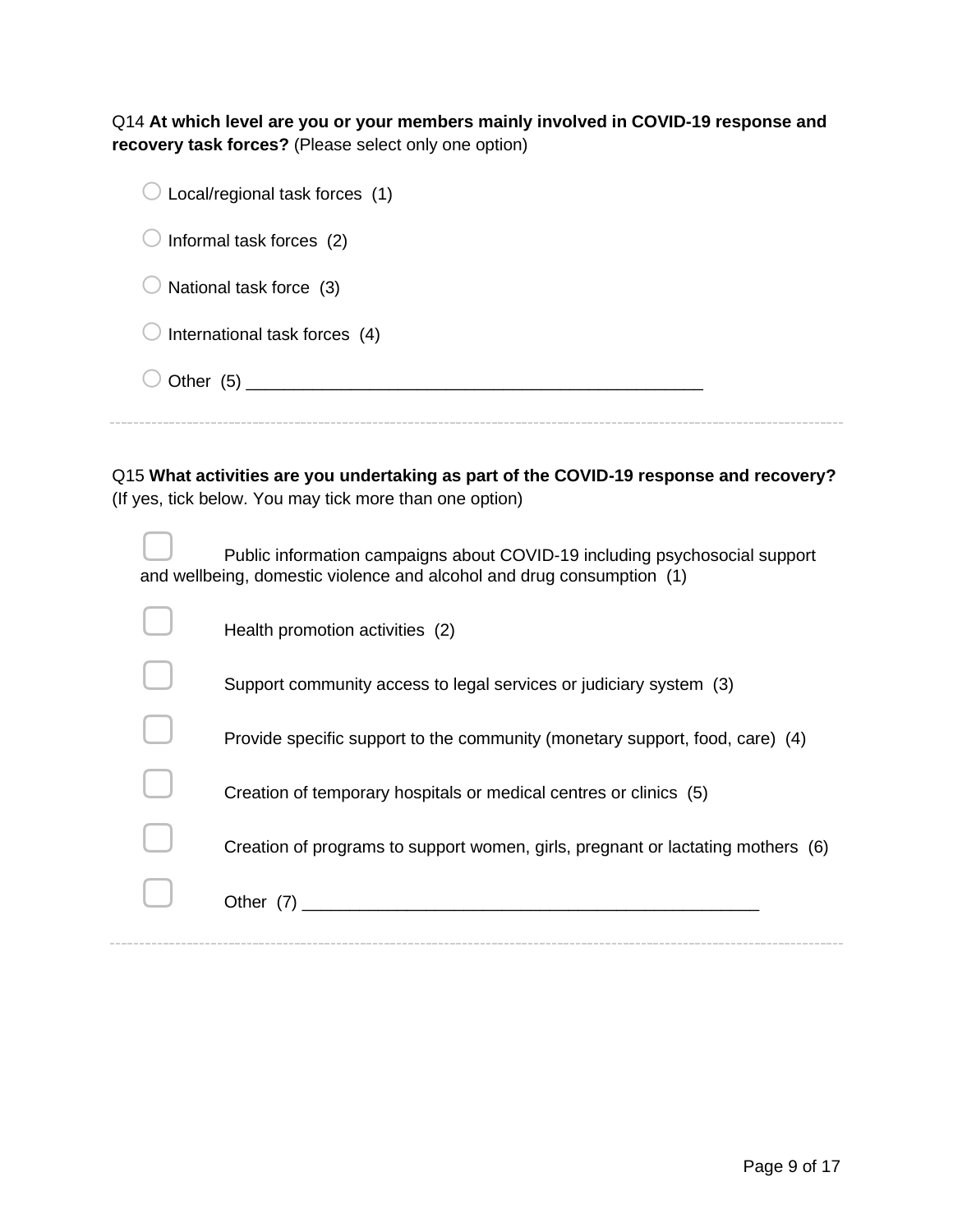Q14 **At which level are you or your members mainly involved in COVID-19 response and recovery task forces?** (Please select only one option)

- ○ Local/regional task forces (1)
- ○ Informal task forces (2)
- ○ National task force (3)
- ○ International task forces (4)
- ○ Other (5) ________________________________________________

---

Q15 **What activities are you undertaking as part of the COVID-19 response and recovery?** (If yes, tick below. You may tick more than one option)

- ▢ Public information campaigns about COVID-19 including psychosocial support and wellbeing, domestic violence and alcohol and drug consumption (1)
- ▢ Health promotion activities (2)
- ▢ Support community access to legal services or judiciary system (3)
- ▢ Provide specific support to the community (monetary support, food, care) (4)
- ▢ Creation of temporary hospitals or medical centres or clinics (5)
- ▢ Creation of programs to support women, girls, pregnant or lactating mothers (6)
- ▢ Other (7) ________________________________________________

---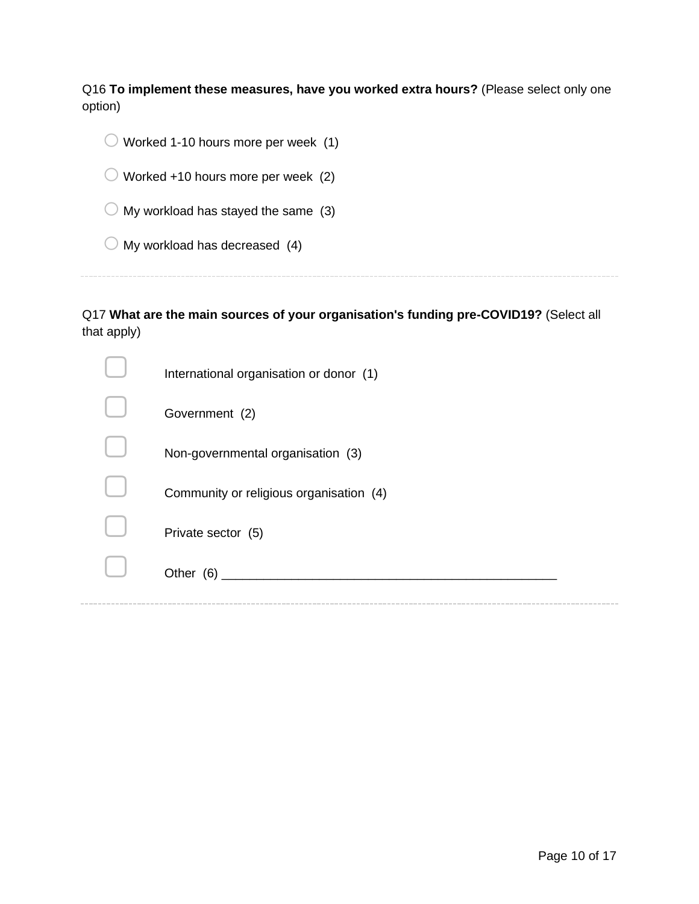Q16 **To implement these measures, have you worked extra hours?** (Please select only one option)

- ○ Worked 1-10 hours more per week (1)
- ○ Worked +10 hours more per week (2)
- ○ My workload has stayed the same (3)
- ○ My workload has decreased (4)

---

Q17 **What are the main sources of your organisation's funding pre-COVID19?** (Select all that apply)

- ▢ International organisation or donor (1)
- ▢ Government (2)
- ▢ Non-governmental organisation (3)
- ▢ Community or religious organisation (4)
- ▢ Private sector (5)
- ▢ Other (6) ________________________________________________

---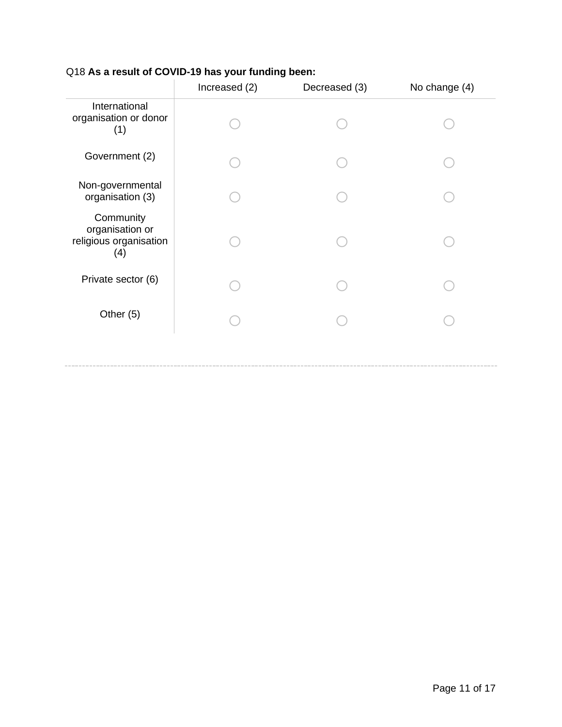Q18 **As a result of COVID-19 has your funding been:**

| | Increased (2) | Decreased (3) | No change (4) |
|---|---|---|---|
| International organisation or donor (1) | ○ | ○ | ○ |
| Government (2) | ○ | ○ | ○ |
| Non-governmental organisation (3) | ○ | ○ | ○ |
| Community organisation or religious organisation (4) | ○ | ○ | ○ |
| Private sector (6) | ○ | ○ | ○ |
| Other (5) | ○ | ○ | ○ |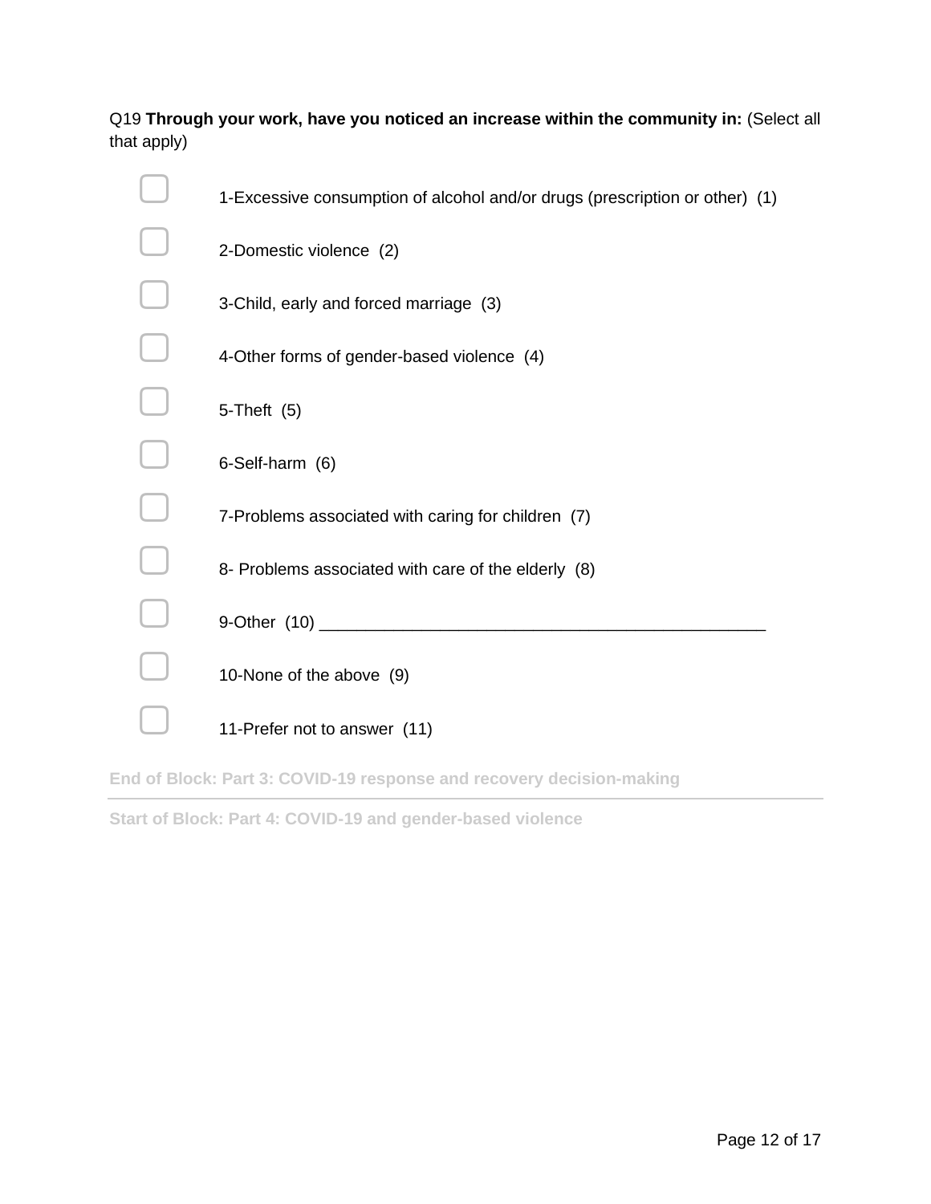Q19 **Through your work, have you noticed an increase within the community in:** (Select all that apply)

- ▢ 1-Excessive consumption of alcohol and/or drugs (prescription or other) (1)
- ▢ 2-Domestic violence (2)
- ▢ 3-Child, early and forced marriage (3)
- ▢ 4-Other forms of gender-based violence (4)
- ▢ 5-Theft (5)
- ▢ 6-Self-harm (6)
- ▢ 7-Problems associated with caring for children (7)
- ▢ 8- Problems associated with care of the elderly (8)
- ▢ 9-Other (10) ________________________________________________
- ▢ 10-None of the above (9)
- ▢ 11-Prefer not to answer (11)

**End of Block: Part 3: COVID-19 response and recovery decision-making**

---

**Start of Block: Part 4: COVID-19 and gender-based violence**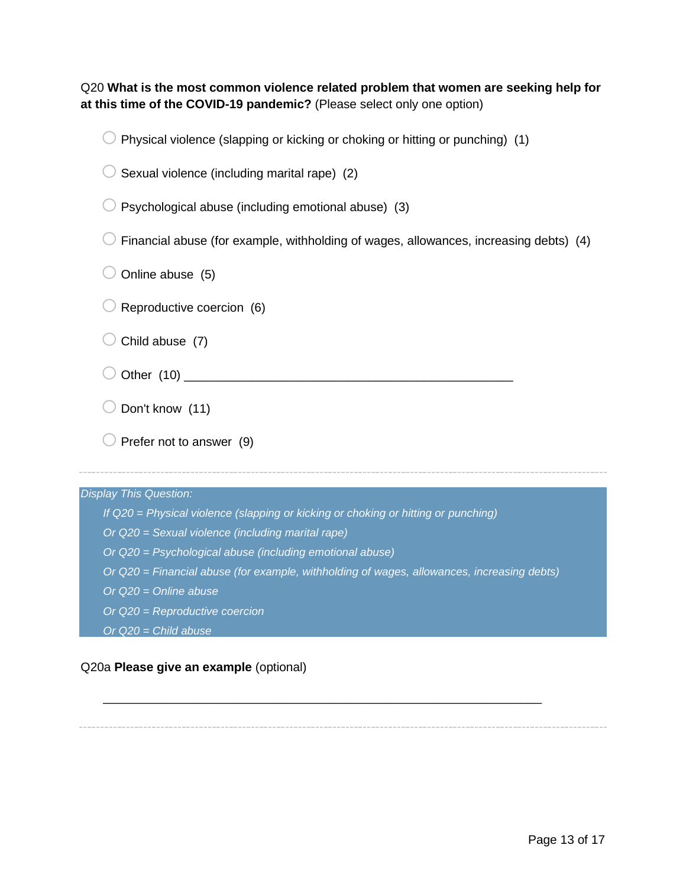Q20 **What is the most common violence related problem that women are seeking help for at this time of the COVID-19 pandemic?** (Please select only one option)

- ○ Physical violence (slapping or kicking or choking or hitting or punching) (1)
- ○ Sexual violence (including marital rape) (2)
- ○ Psychological abuse (including emotional abuse) (3)
- ○ Financial abuse (for example, withholding of wages, allowances, increasing debts) (4)
- ○ Online abuse (5)
- ○ Reproductive coercion (6)
- ○ Child abuse (7)
- ○ Other (10) ________________________________________________
- ○ Don't know (11)
- ○ Prefer not to answer (9)

---

*Display This Question:*

*If Q20 = Physical violence (slapping or kicking or choking or hitting or punching)*

*Or Q20 = Sexual violence (including marital rape)*

*Or Q20 = Psychological abuse (including emotional abuse)*

*Or Q20 = Financial abuse (for example, withholding of wages, allowances, increasing debts)*

*Or Q20 = Online abuse*

*Or Q20 = Reproductive coercion*

*Or Q20 = Child abuse*

Q20a **Please give an example** (optional)

________________________________________________________________

---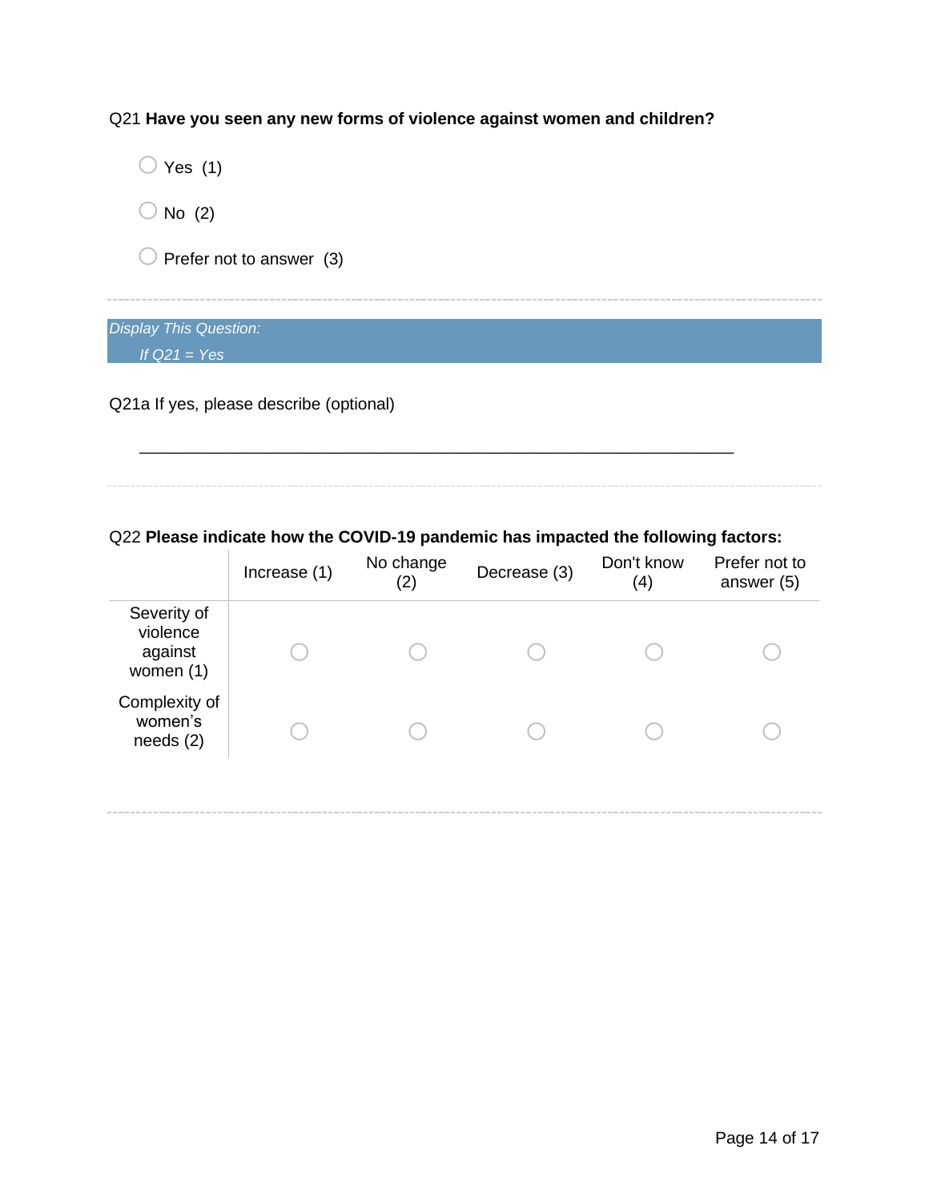Q21 **Have you seen any new forms of violence against women and children?**

- ○ Yes (1)
- ○ No (2)
- ○ Prefer not to answer (3)

---

*Display This Question:*

*If Q21 = Yes*

Q21a If yes, please describe (optional)

________________________________________________________________

---

Q22 **Please indicate how the COVID-19 pandemic has impacted the following factors:**

| | Increase (1) | No change (2) | Decrease (3) | Don't know (4) | Prefer not to answer (5) |
|---|---|---|---|---|---|
| Severity of violence against women (1) | ○ | ○ | ○ | ○ | ○ |
| Complexity of women's needs (2) | ○ | ○ | ○ | ○ | ○ |

---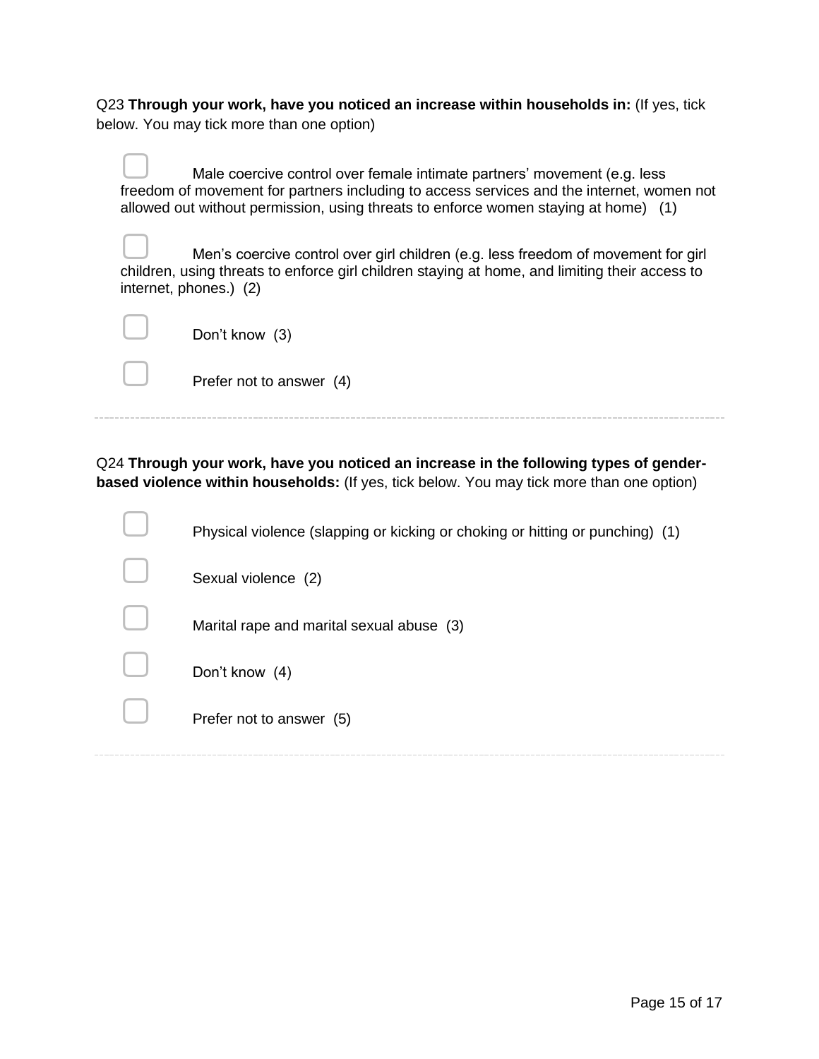Q23 **Through your work, have you noticed an increase within households in:** (If yes, tick below. You may tick more than one option)

- ▢ Male coercive control over female intimate partners' movement (e.g. less freedom of movement for partners including to access services and the internet, women not allowed out without permission, using threats to enforce women staying at home) (1)
- ▢ Men's coercive control over girl children (e.g. less freedom of movement for girl children, using threats to enforce girl children staying at home, and limiting their access to internet, phones.) (2)
- ▢ Don't know (3)
- ▢ Prefer not to answer (4)

---

Q24 **Through your work, have you noticed an increase in the following types of gender-based violence within households:** (If yes, tick below. You may tick more than one option)

- ▢ Physical violence (slapping or kicking or choking or hitting or punching) (1)
- ▢ Sexual violence (2)
- ▢ Marital rape and marital sexual abuse (3)
- ▢ Don't know (4)
- ▢ Prefer not to answer (5)

---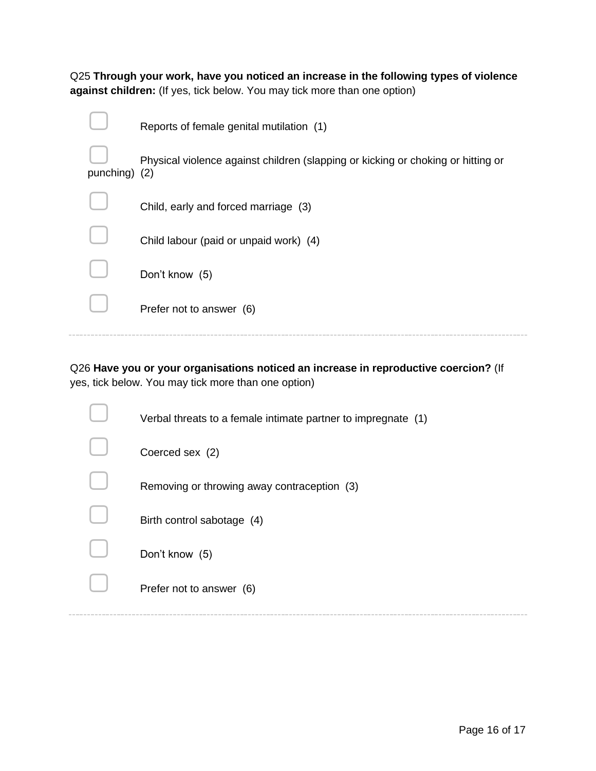Q25 **Through your work, have you noticed an increase in the following types of violence against children:** (If yes, tick below. You may tick more than one option)

- ☐ Reports of female genital mutilation (1)
- ☐ Physical violence against children (slapping or kicking or choking or hitting or punching) (2)
- ☐ Child, early and forced marriage (3)
- ☐ Child labour (paid or unpaid work) (4)
- ☐ Don't know (5)
- ☐ Prefer not to answer (6)

---

Q26 **Have you or your organisations noticed an increase in reproductive coercion?** (If yes, tick below. You may tick more than one option)

- ☐ Verbal threats to a female intimate partner to impregnate (1)
- ☐ Coerced sex (2)
- ☐ Removing or throwing away contraception (3)
- ☐ Birth control sabotage (4)
- ☐ Don't know (5)
- ☐ Prefer not to answer (6)

---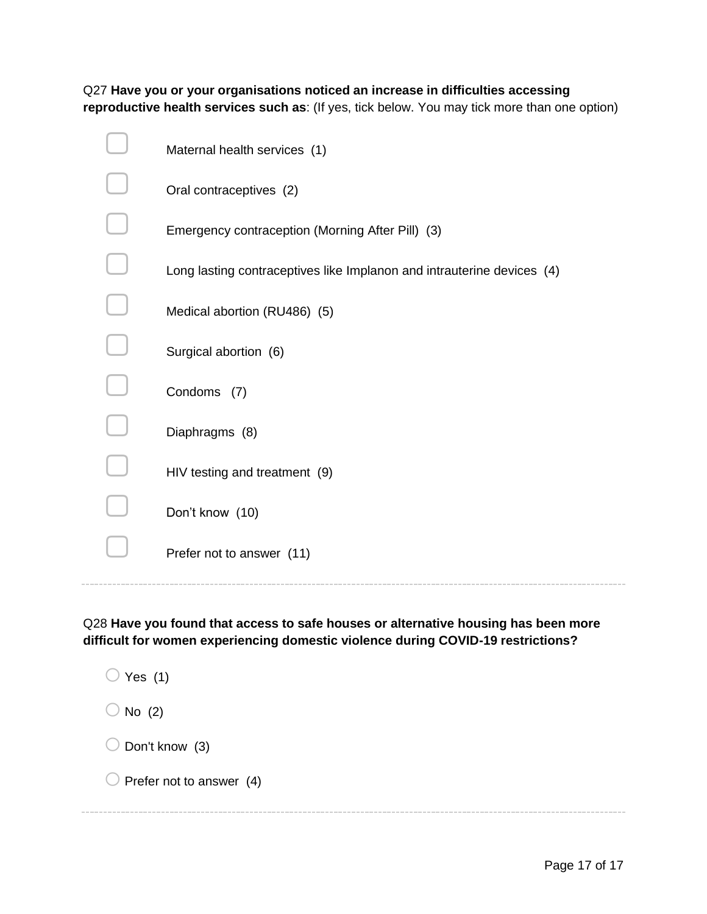Q27 **Have you or your organisations noticed an increase in difficulties accessing reproductive health services such as**: (If yes, tick below. You may tick more than one option)

- ☐ Maternal health services (1)
- ☐ Oral contraceptives (2)
- ☐ Emergency contraception (Morning After Pill) (3)
- ☐ Long lasting contraceptives like Implanon and intrauterine devices (4)
- ☐ Medical abortion (RU486) (5)
- ☐ Surgical abortion (6)
- ☐ Condoms (7)
- ☐ Diaphragms (8)
- ☐ HIV testing and treatment (9)
- ☐ Don't know (10)
- ☐ Prefer not to answer (11)

---

Q28 **Have you found that access to safe houses or alternative housing has been more difficult for women experiencing domestic violence during COVID-19 restrictions?**

- ○ Yes (1)
- ○ No (2)
- ○ Don't know (3)
- ○ Prefer not to answer (4)

---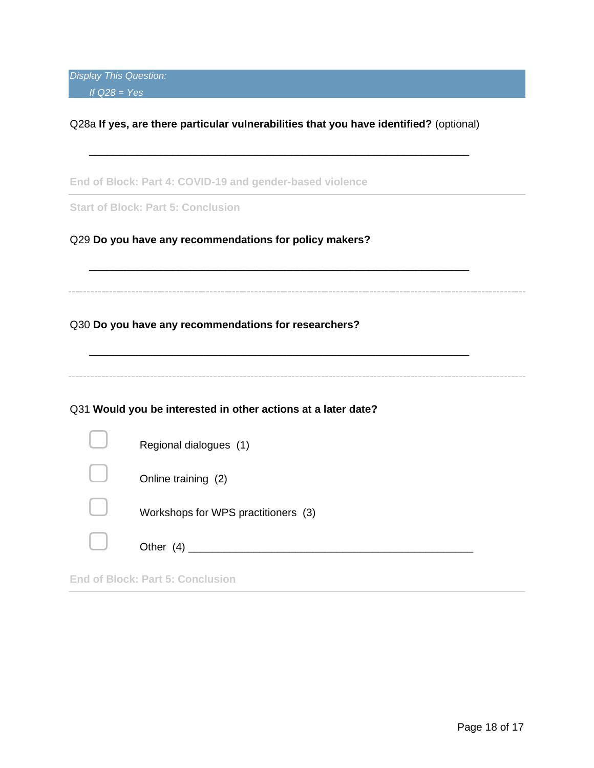*Display This Question:*

*If Q28 = Yes*

Q28a **If yes, are there particular vulnerabilities that you have identified?** (optional)

________________________________________________________________

End of Block: Part 4: COVID-19 and gender-based violence

Start of Block: Part 5: Conclusion

Q29 **Do you have any recommendations for policy makers?**

________________________________________________________________

Q30 **Do you have any recommendations for researchers?**

________________________________________________________________

Q31 **Would you be interested in other actions at a later date?**

- ▢ Regional dialogues (1)
- ▢ Online training (2)
- ▢ Workshops for WPS practitioners (3)
- ▢ Other (4) ________________________________________________

End of Block: Part 5: Conclusion